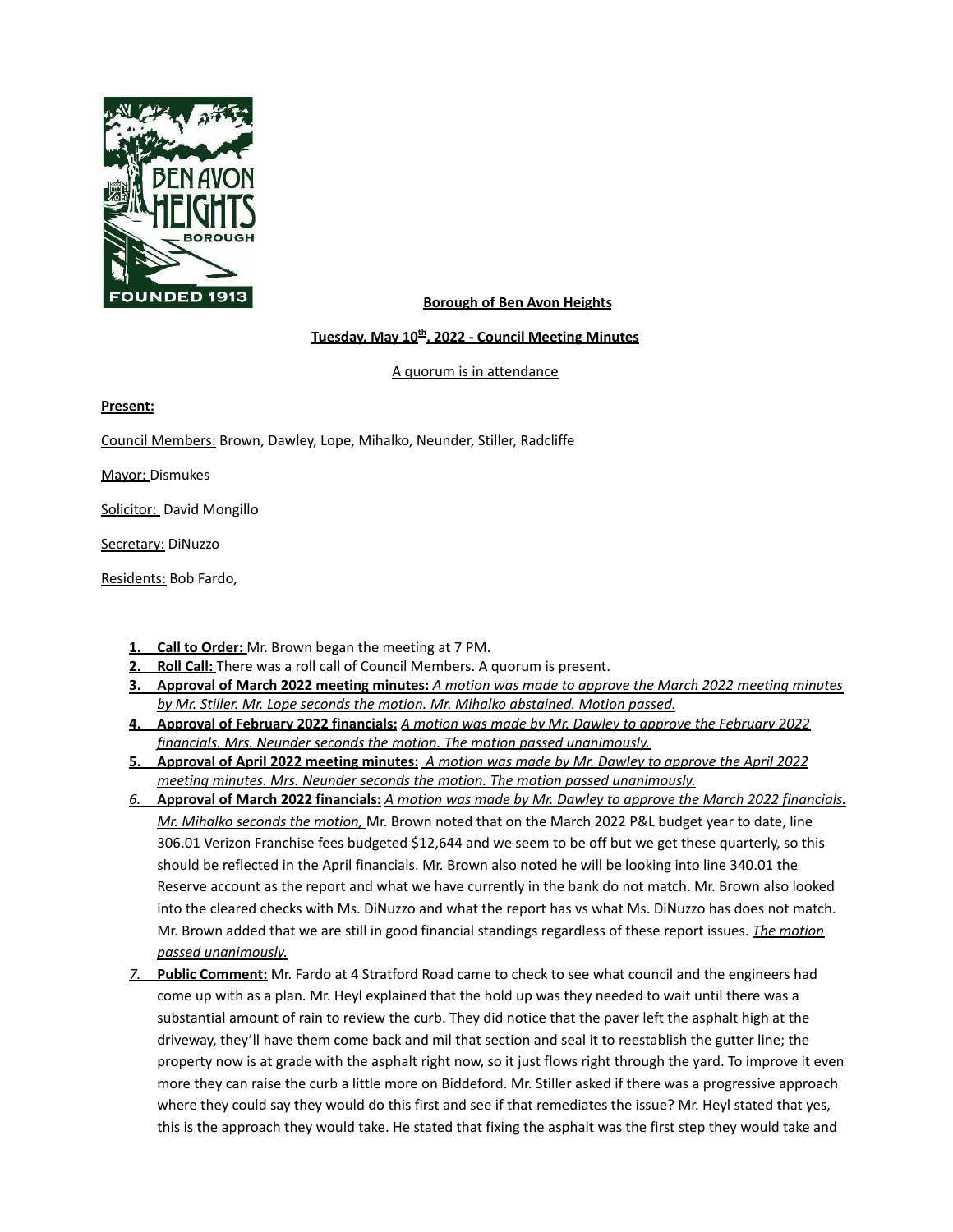**Borough of Ben Avon Heights**

**Tuesday, May 10th, 2022 - Council Meeting Minutes**

A quorum is in attendance

**Present:**

Council Members: Brown, Dawley, Lope, Mihalko, Neunder, Stiller, Radcliffe

Mayor: Dismukes

Solicitor: David Mongillo

Secretary: DiNuzzo

Residents: Bob Fardo,

1. **Call to Order:** Mr. Brown began the meeting at 7 PM.
2. **Roll Call:** There was a roll call of Council Members. A quorum is present.
3. **Approval of March 2022 meeting minutes:** *A motion was made to approve the March 2022 meeting minutes by Mr. Stiller. Mr. Lope seconds the motion. Mr. Mihalko abstained. Motion passed.*
4. **Approval of February 2022 financials:** *A motion was made by Mr. Dawley to approve the February 2022 financials. Mrs. Neunder seconds the motion. The motion passed unanimously.*
5. **Approval of April 2022 meeting minutes:** *A motion was made by Mr. Dawley to approve the April 2022 meeting minutes. Mrs. Neunder seconds the motion. The motion passed unanimously.*
6. **Approval of March 2022 financials:** *A motion was made by Mr. Dawley to approve the March 2022 financials. Mr. Mihalko seconds the motion,* Mr. Brown noted that on the March 2022 P&L budget year to date, line 306.01 Verizon Franchise fees budgeted $12,644 and we seem to be off but we get these quarterly, so this should be reflected in the April financials. Mr. Brown also noted he will be looking into line 340.01 the Reserve account as the report and what we have currently in the bank do not match. Mr. Brown also looked into the cleared checks with Ms. DiNuzzo and what the report has vs what Ms. DiNuzzo has does not match. Mr. Brown added that we are still in good financial standings regardless of these report issues. *The motion passed unanimously.*
7. **Public Comment:** Mr. Fardo at 4 Stratford Road came to check to see what council and the engineers had come up with as a plan. Mr. Heyl explained that the hold up was they needed to wait until there was a substantial amount of rain to review the curb. They did notice that the paver left the asphalt high at the driveway, they'll have them come back and mil that section and seal it to reestablish the gutter line; the property now is at grade with the asphalt right now, so it just flows right through the yard. To improve it even more they can raise the curb a little more on Biddeford. Mr. Stiller asked if there was a progressive approach where they could say they would do this first and see if that remediates the issue? Mr. Heyl stated that yes, this is the approach they would take. He stated that fixing the asphalt was the first step they would take and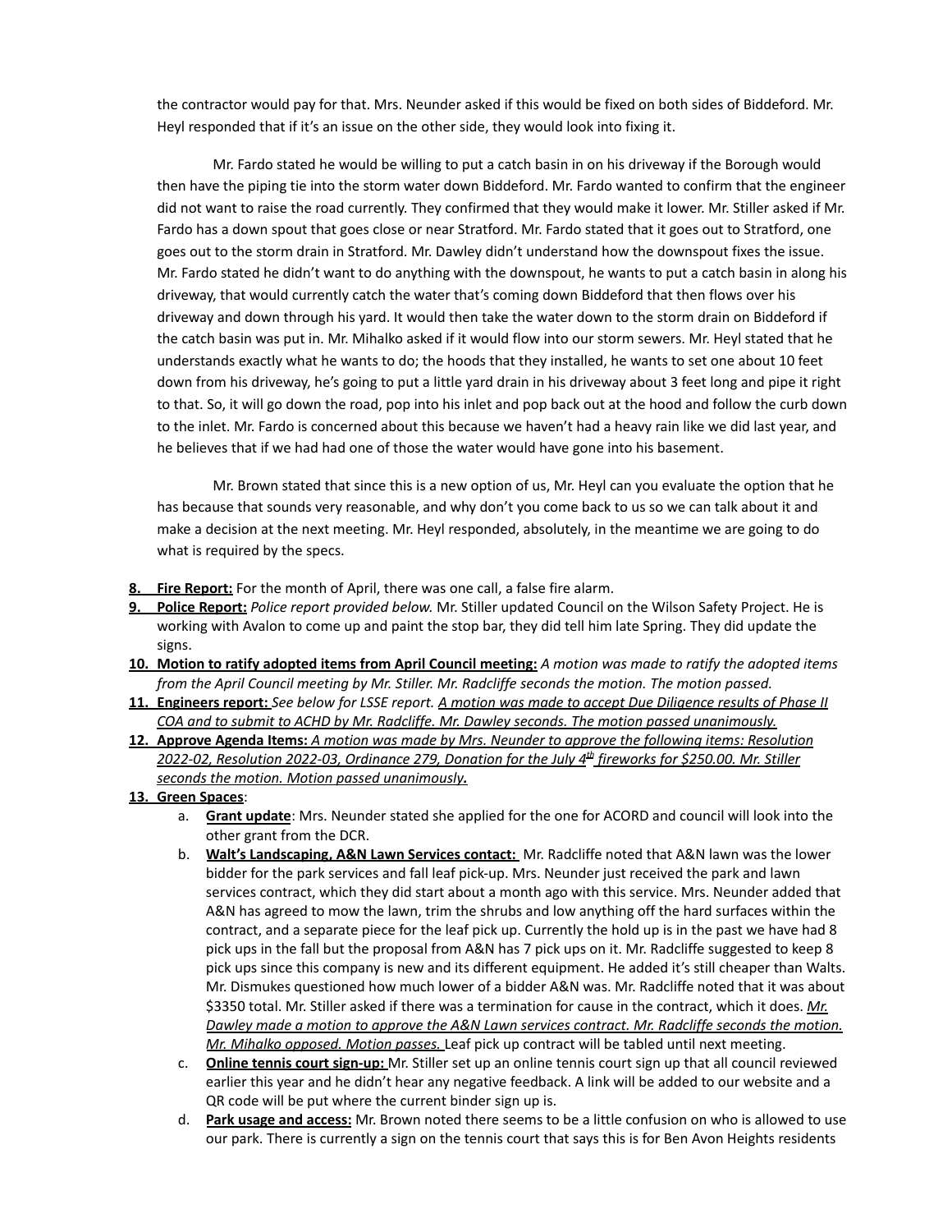the contractor would pay for that. Mrs. Neunder asked if this would be fixed on both sides of Biddeford. Mr. Heyl responded that if it's an issue on the other side, they would look into fixing it.

Mr. Fardo stated he would be willing to put a catch basin in on his driveway if the Borough would then have the piping tie into the storm water down Biddeford. Mr. Fardo wanted to confirm that the engineer did not want to raise the road currently. They confirmed that they would make it lower. Mr. Stiller asked if Mr. Fardo has a down spout that goes close or near Stratford. Mr. Fardo stated that it goes out to Stratford, one goes out to the storm drain in Stratford. Mr. Dawley didn't understand how the downspout fixes the issue. Mr. Fardo stated he didn't want to do anything with the downspout, he wants to put a catch basin in along his driveway, that would currently catch the water that's coming down Biddeford that then flows over his driveway and down through his yard. It would then take the water down to the storm drain on Biddeford if the catch basin was put in. Mr. Mihalko asked if it would flow into our storm sewers. Mr. Heyl stated that he understands exactly what he wants to do; the hoods that they installed, he wants to set one about 10 feet down from his driveway, he's going to put a little yard drain in his driveway about 3 feet long and pipe it right to that. So, it will go down the road, pop into his inlet and pop back out at the hood and follow the curb down to the inlet. Mr. Fardo is concerned about this because we haven't had a heavy rain like we did last year, and he believes that if we had had one of those the water would have gone into his basement.

Mr. Brown stated that since this is a new option of us, Mr. Heyl can you evaluate the option that he has because that sounds very reasonable, and why don't you come back to us so we can talk about it and make a decision at the next meeting. Mr. Heyl responded, absolutely, in the meantime we are going to do what is required by the specs.

8. **Fire Report:** For the month of April, there was one call, a false fire alarm.
9. **Police Report:** *Police report provided below.* Mr. Stiller updated Council on the Wilson Safety Project. He is working with Avalon to come up and paint the stop bar, they did tell him late Spring. They did update the signs.
10. **Motion to ratify adopted items from April Council meeting:** *A motion was made to ratify the adopted items from the April Council meeting by Mr. Stiller. Mr. Radcliffe seconds the motion. The motion passed.*
11. **Engineers report:** *See below for LSSE report.* A motion was made to accept Due Diligence results of Phase II COA and to submit to ACHD by Mr. Radcliffe. Mr. Dawley seconds. The motion passed unanimously.
12. **Approve Agenda Items:** *A motion was made by Mrs. Neunder to approve the following items: Resolution 2022-02, Resolution 2022-03, Ordinance 279, Donation for the July 4th fireworks for $250.00. Mr. Stiller seconds the motion. Motion passed unanimously.*
13. **Green Spaces**:
    a. **Grant update**: Mrs. Neunder stated she applied for the one for ACORD and council will look into the other grant from the DCR.
    b. **Walt's Landscaping, A&N Lawn Services contact:** Mr. Radcliffe noted that A&N lawn was the lower bidder for the park services and fall leaf pick-up. Mrs. Neunder just received the park and lawn services contract, which they did start about a month ago with this service. Mrs. Neunder added that A&N has agreed to mow the lawn, trim the shrubs and low anything off the hard surfaces within the contract, and a separate piece for the leaf pick up. Currently the hold up is in the past we have had 8 pick ups in the fall but the proposal from A&N has 7 pick ups on it. Mr. Radcliffe suggested to keep 8 pick ups since this company is new and its different equipment. He added it's still cheaper than Walts. Mr. Dismukes questioned how much lower of a bidder A&N was. Mr. Radcliffe noted that it was about $3350 total. Mr. Stiller asked if there was a termination for cause in the contract, which it does. *Mr. Dawley made a motion to approve the A&N Lawn services contract. Mr. Radcliffe seconds the motion. Mr. Mihalko opposed. Motion passes.* Leaf pick up contract will be tabled until next meeting.
    c. **Online tennis court sign-up:** Mr. Stiller set up an online tennis court sign up that all council reviewed earlier this year and he didn't hear any negative feedback. A link will be added to our website and a QR code will be put where the current binder sign up is.
    d. **Park usage and access:** Mr. Brown noted there seems to be a little confusion on who is allowed to use our park. There is currently a sign on the tennis court that says this is for Ben Avon Heights residents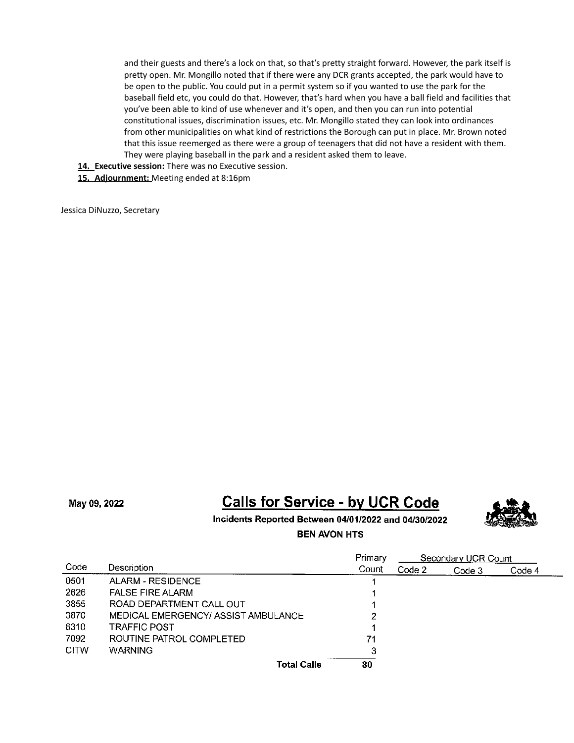and their guests and there's a lock on that, so that's pretty straight forward. However, the park itself is pretty open. Mr. Mongillo noted that if there were any DCR grants accepted, the park would have to be open to the public. You could put in a permit system so if you wanted to use the park for the baseball field etc, you could do that. However, that's hard when you have a ball field and facilities that you've been able to kind of use whenever and it's open, and then you can run into potential constitutional issues, discrimination issues, etc. Mr. Mongillo stated they can look into ordinances from other municipalities on what kind of restrictions the Borough can put in place. Mr. Brown noted that this issue reemerged as there were a group of teenagers that did not have a resident with them. They were playing baseball in the park and a resident asked them to leave.

**14. Executive session:** There was no Executive session.

**15. Adjournment:** Meeting ended at 8:16pm

Jessica DiNuzzo, Secretary

May 09, 2022

## Calls for Service - by UCR Code

**Incidents Reported Between 04/01/2022 and 04/30/2022**

**BEN AVON HTS**

| Code | Description | Primary Count | Secondary UCR Count | | |
|---|---|---|---|---|---|
| | | | Code 2 | Code 3 | Code 4 |
| 0501 | ALARM - RESIDENCE | 1 | | | |
| 2626 | FALSE FIRE ALARM | 1 | | | |
| 3855 | ROAD DEPARTMENT CALL OUT | 1 | | | |
| 3870 | MEDICAL EMERGENCY/ ASSIST AMBULANCE | 2 | | | |
| 6310 | TRAFFIC POST | 1 | | | |
| 7092 | ROUTINE PATROL COMPLETED | 71 | | | |
| CITW | WARNING | 3 | | | |
| | **Total Calls** | **80** | | | |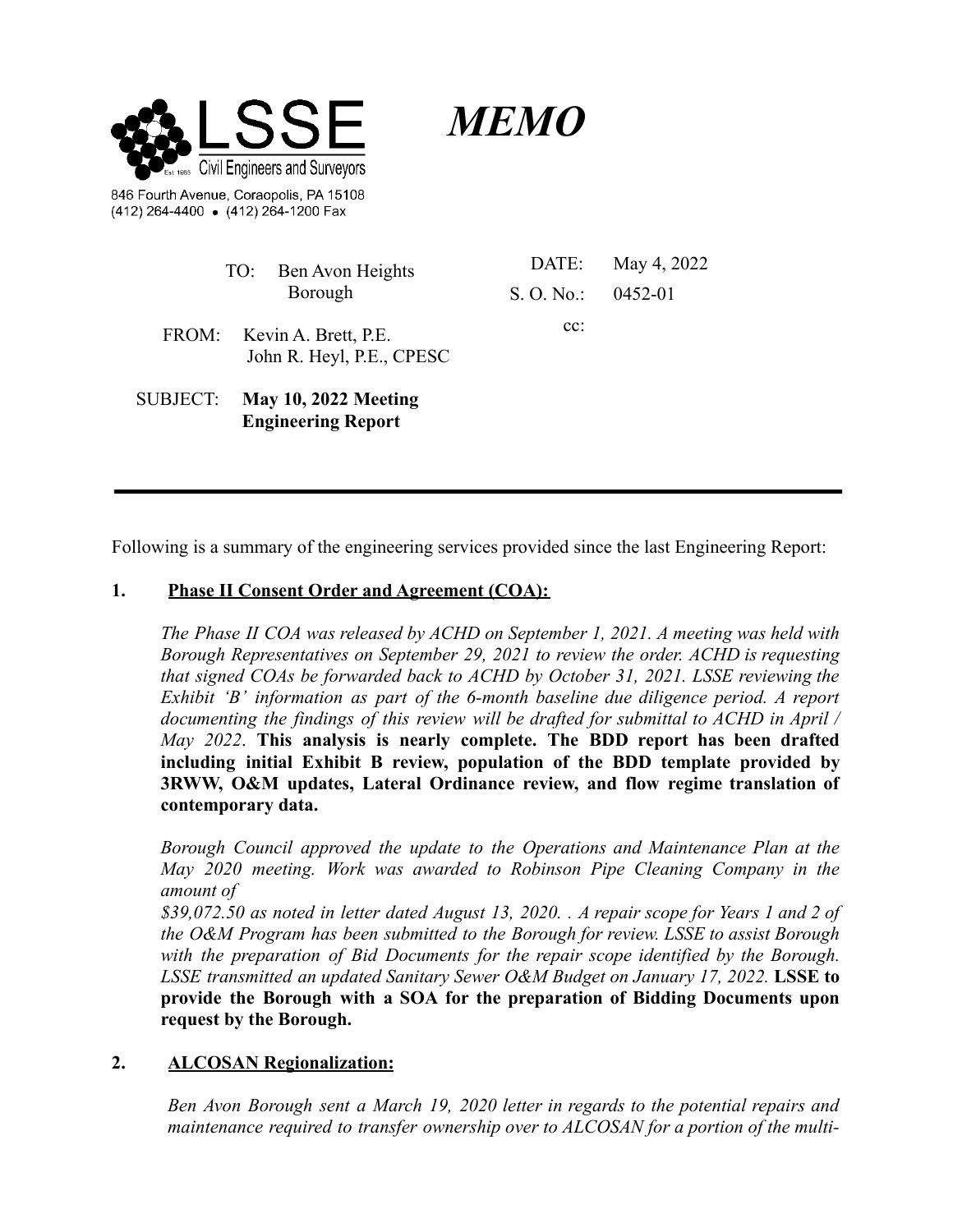LSSE

Civil Engineers and Surveyors

Est. 1985

846 Fourth Avenue, Coraopolis, PA 15108
(412) 264-4400 • (412) 264-1200 Fax

# *MEMO*

| | | | |
|---|---|---|---|
| TO: | Ben Avon Heights Borough | DATE: | May 4, 2022 |
| | | S. O. No.: | 0452-01 |
| FROM: | Kevin A. Brett, P.E. John R. Heyl, P.E., CPESC | cc: | |
| SUBJECT: | **May 10, 2022 Meeting Engineering Report** | | |

---

Following is a summary of the engineering services provided since the last Engineering Report:

**1. Phase II Consent Order and Agreement (COA):**

*The Phase II COA was released by ACHD on September 1, 2021. A meeting was held with Borough Representatives on September 29, 2021 to review the order. ACHD is requesting that signed COAs be forwarded back to ACHD by October 31, 2021. LSSE reviewing the Exhibit 'B' information as part of the 6-month baseline due diligence period. A report documenting the findings of this review will be drafted for submittal to ACHD in April / May 2022.* **This analysis is nearly complete. The BDD report has been drafted including initial Exhibit B review, population of the BDD template provided by 3RWW, O&M updates, Lateral Ordinance review, and flow regime translation of contemporary data.**

*Borough Council approved the update to the Operations and Maintenance Plan at the May 2020 meeting. Work was awarded to Robinson Pipe Cleaning Company in the amount of*
*$39,072.50 as noted in letter dated August 13, 2020. . A repair scope for Years 1 and 2 of the O&M Program has been submitted to the Borough for review. LSSE to assist Borough with the preparation of Bid Documents for the repair scope identified by the Borough. LSSE transmitted an updated Sanitary Sewer O&M Budget on January 17, 2022.* **LSSE to provide the Borough with a SOA for the preparation of Bidding Documents upon request by the Borough.**

**2. ALCOSAN Regionalization:**

*Ben Avon Borough sent a March 19, 2020 letter in regards to the potential repairs and maintenance required to transfer ownership over to ALCOSAN for a portion of the multi-*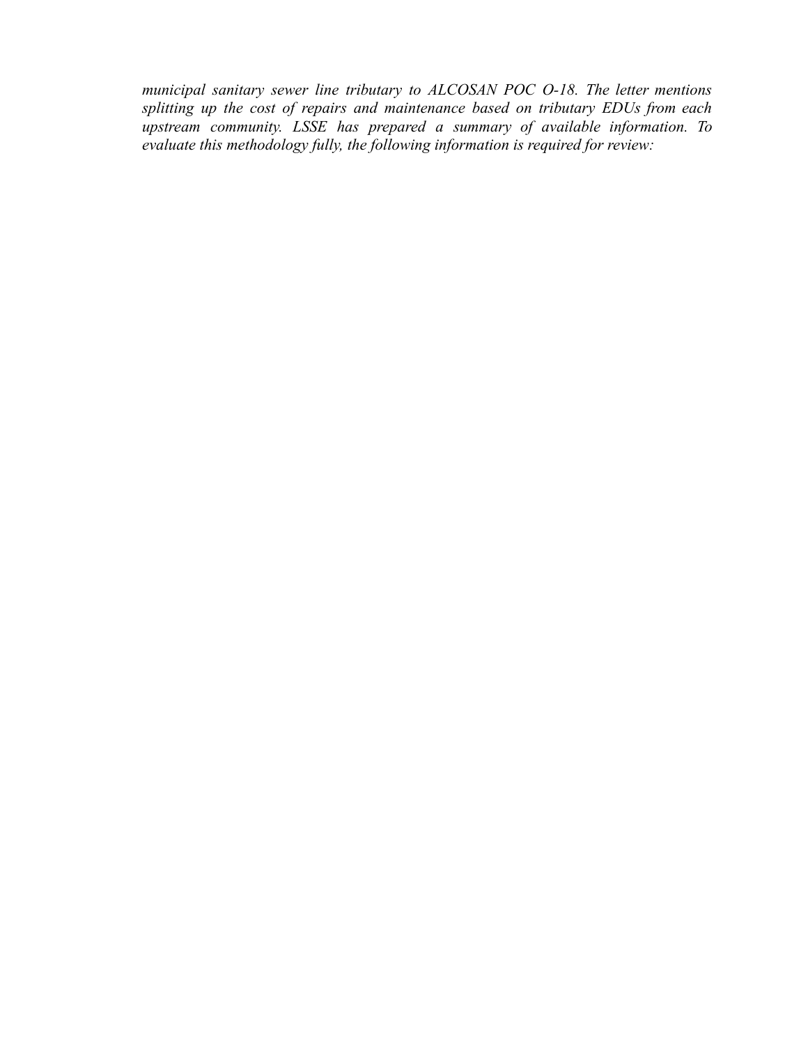*municipal sanitary sewer line tributary to ALCOSAN POC O-18. The letter mentions splitting up the cost of repairs and maintenance based on tributary EDUs from each upstream community. LSSE has prepared a summary of available information. To evaluate this methodology fully, the following information is required for review:*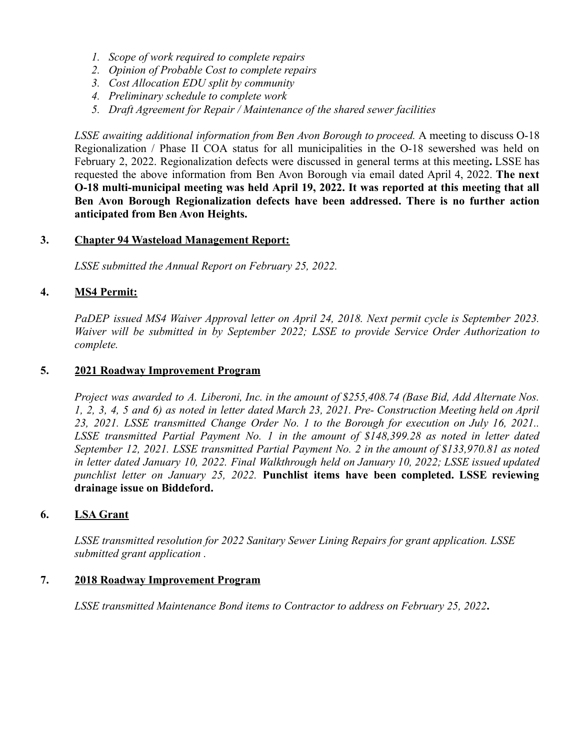1. *Scope of work required to complete repairs*
2. *Opinion of Probable Cost to complete repairs*
3. *Cost Allocation EDU split by community*
4. *Preliminary schedule to complete work*
5. *Draft Agreement for Repair / Maintenance of the shared sewer facilities*

*LSSE awaiting additional information from Ben Avon Borough to proceed.* A meeting to discuss O-18 Regionalization / Phase II COA status for all municipalities in the O-18 sewershed was held on February 2, 2022. Regionalization defects were discussed in general terms at this meeting**.** LSSE has requested the above information from Ben Avon Borough via email dated April 4, 2022. **The next O-18 multi-municipal meeting was held April 19, 2022. It was reported at this meeting that all Ben Avon Borough Regionalization defects have been addressed. There is no further action anticipated from Ben Avon Heights.**

**3. Chapter 94 Wasteload Management Report:**

*LSSE submitted the Annual Report on February 25, 2022.*

**4. MS4 Permit:**

*PaDEP issued MS4 Waiver Approval letter on April 24, 2018. Next permit cycle is September 2023. Waiver will be submitted in by September 2022; LSSE to provide Service Order Authorization to complete.*

**5. 2021 Roadway Improvement Program**

*Project was awarded to A. Liberoni, Inc. in the amount of $255,408.74 (Base Bid, Add Alternate Nos. 1, 2, 3, 4, 5 and 6) as noted in letter dated March 23, 2021. Pre- Construction Meeting held on April 23, 2021. LSSE transmitted Change Order No. 1 to the Borough for execution on July 16, 2021.. LSSE transmitted Partial Payment No. 1 in the amount of $148,399.28 as noted in letter dated September 12, 2021. LSSE transmitted Partial Payment No. 2 in the amount of $133,970.81 as noted in letter dated January 10, 2022. Final Walkthrough held on January 10, 2022; LSSE issued updated punchlist letter on January 25, 2022.* **Punchlist items have been completed. LSSE reviewing drainage issue on Biddeford.**

**6. LSA Grant**

*LSSE transmitted resolution for 2022 Sanitary Sewer Lining Repairs for grant application. LSSE submitted grant application .*

**7. 2018 Roadway Improvement Program**

*LSSE transmitted Maintenance Bond items to Contractor to address on February 25, 2022***.**